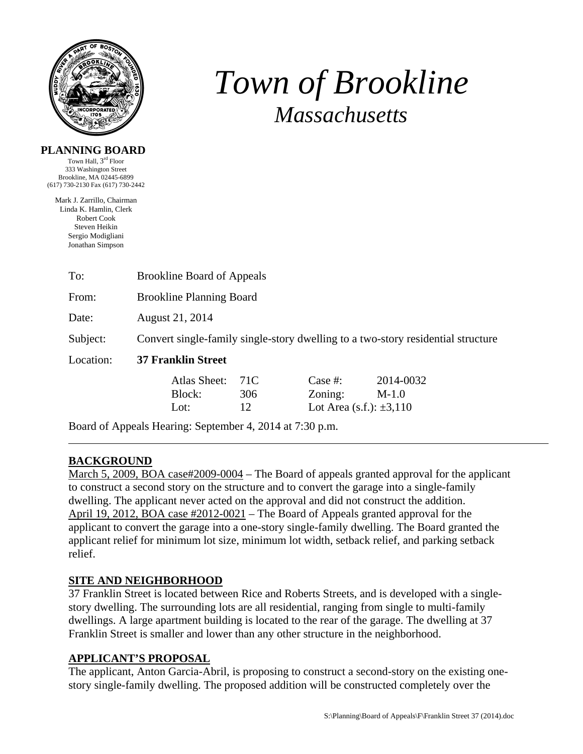# *Town of Brookline*

## *Massachusetts*

**PLANNING BOARD**

Town Hall, 3rd Floor
333 Washington Street
Brookline, MA 02445-6899
(617) 730-2130 Fax (617) 730-2442

Mark J. Zarrillo, Chairman
Linda K. Hamlin, Clerk
Robert Cook
Steven Heikin
Sergio Modigliani
Jonathan Simpson

| | |
|---|---|
| To: | Brookline Board of Appeals |
| From: | Brookline Planning Board |
| Date: | August 21, 2014 |
| Subject: | Convert single-family single-story dwelling to a two-story residential structure |
| Location: | **37 Franklin Street** |

| | | | |
|---|---|---|---|
| Atlas Sheet: | 71C | Case #: | 2014-0032 |
| Block: | 306 | Zoning: | M-1.0 |
| Lot: | 12 | Lot Area (s.f.): | ±3,110 |

Board of Appeals Hearing: September 4, 2014 at 7:30 p.m.

---

## BACKGROUND

March 5, 2009, BOA case#2009-0004 – The Board of appeals granted approval for the applicant to construct a second story on the structure and to convert the garage into a single-family dwelling. The applicant never acted on the approval and did not construct the addition.

April 19, 2012, BOA case #2012-0021 – The Board of Appeals granted approval for the applicant to convert the garage into a one-story single-family dwelling. The Board granted the applicant relief for minimum lot size, minimum lot width, setback relief, and parking setback relief.

## SITE AND NEIGHBORHOOD

37 Franklin Street is located between Rice and Roberts Streets, and is developed with a single-story dwelling. The surrounding lots are all residential, ranging from single to multi-family dwellings. A large apartment building is located to the rear of the garage. The dwelling at 37 Franklin Street is smaller and lower than any other structure in the neighborhood.

## APPLICANT'S PROPOSAL

The applicant, Anton Garcia-Abril, is proposing to construct a second-story on the existing one-story single-family dwelling. The proposed addition will be constructed completely over the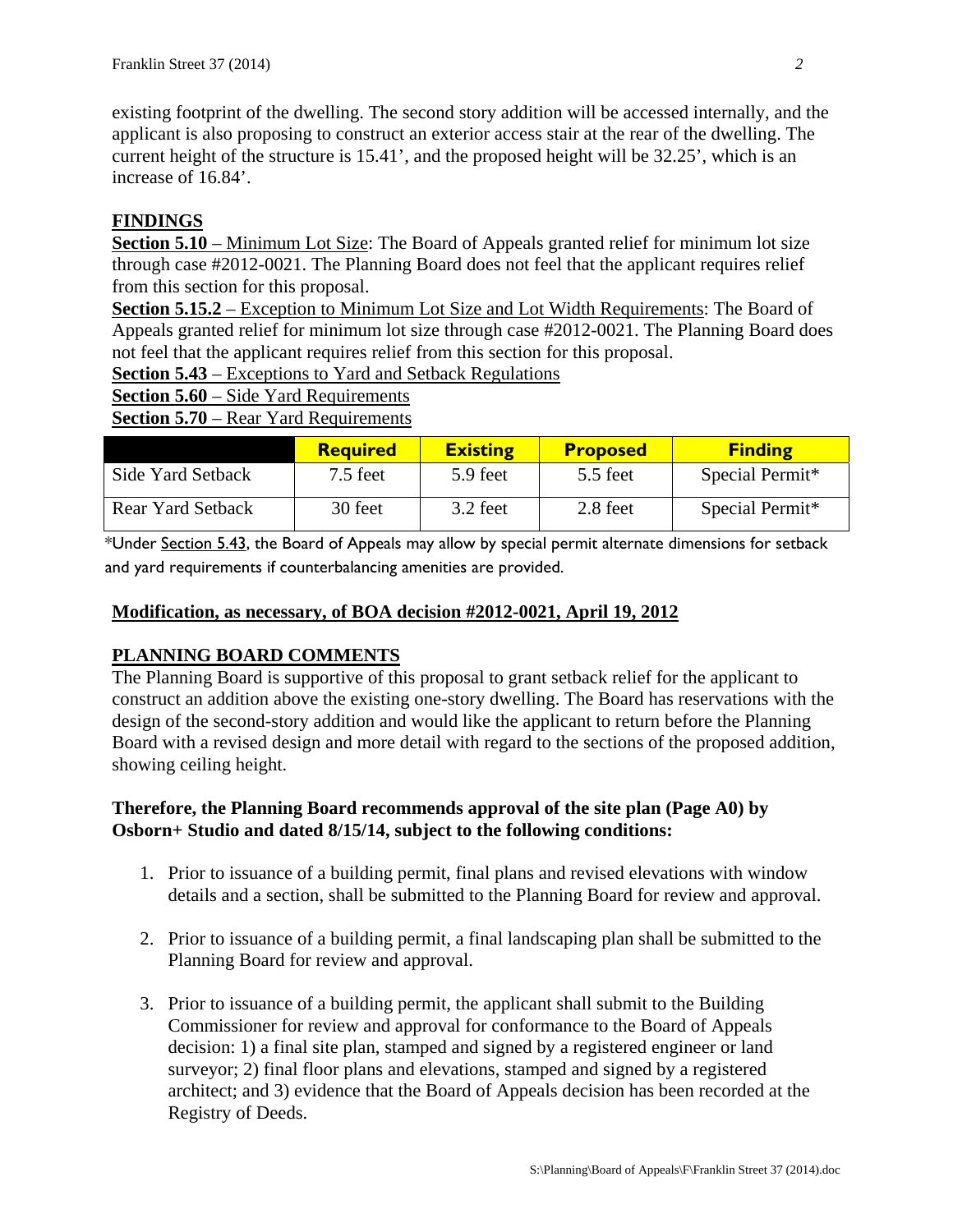existing footprint of the dwelling. The second story addition will be accessed internally, and the applicant is also proposing to construct an exterior access stair at the rear of the dwelling. The current height of the structure is 15.41', and the proposed height will be 32.25', which is an increase of 16.84'.

## FINDINGS

**Section 5.10** – Minimum Lot Size: The Board of Appeals granted relief for minimum lot size through case #2012-0021. The Planning Board does not feel that the applicant requires relief from this section for this proposal.

**Section 5.15.2** – Exception to Minimum Lot Size and Lot Width Requirements: The Board of Appeals granted relief for minimum lot size through case #2012-0021. The Planning Board does not feel that the applicant requires relief from this section for this proposal.

**Section 5.43** – Exceptions to Yard and Setback Regulations

**Section 5.60** – Side Yard Requirements

**Section 5.70** – Rear Yard Requirements

| | Required | Existing | Proposed | Finding |
|---|---|---|---|---|
| Side Yard Setback | 7.5 feet | 5.9 feet | 5.5 feet | Special Permit* |
| Rear Yard Setback | 30 feet | 3.2 feet | 2.8 feet | Special Permit* |

*Under Section 5.43, the Board of Appeals may allow by special permit alternate dimensions for setback and yard requirements if counterbalancing amenities are provided.

**Modification, as necessary, of BOA decision #2012-0021, April 19, 2012**

## PLANNING BOARD COMMENTS

The Planning Board is supportive of this proposal to grant setback relief for the applicant to construct an addition above the existing one-story dwelling. The Board has reservations with the design of the second-story addition and would like the applicant to return before the Planning Board with a revised design and more detail with regard to the sections of the proposed addition, showing ceiling height.

**Therefore, the Planning Board recommends approval of the site plan (Page A0) by Osborn+ Studio and dated 8/15/14, subject to the following conditions:**

1. Prior to issuance of a building permit, final plans and revised elevations with window details and a section, shall be submitted to the Planning Board for review and approval.

2. Prior to issuance of a building permit, a final landscaping plan shall be submitted to the Planning Board for review and approval.

3. Prior to issuance of a building permit, the applicant shall submit to the Building Commissioner for review and approval for conformance to the Board of Appeals decision: 1) a final site plan, stamped and signed by a registered engineer or land surveyor; 2) final floor plans and elevations, stamped and signed by a registered architect; and 3) evidence that the Board of Appeals decision has been recorded at the Registry of Deeds.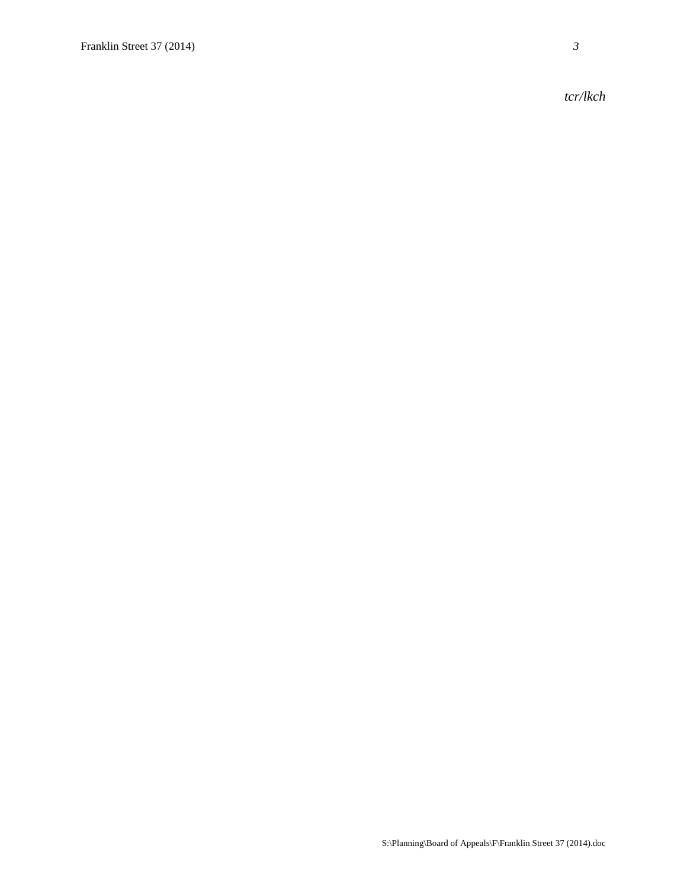*tcr/lkch*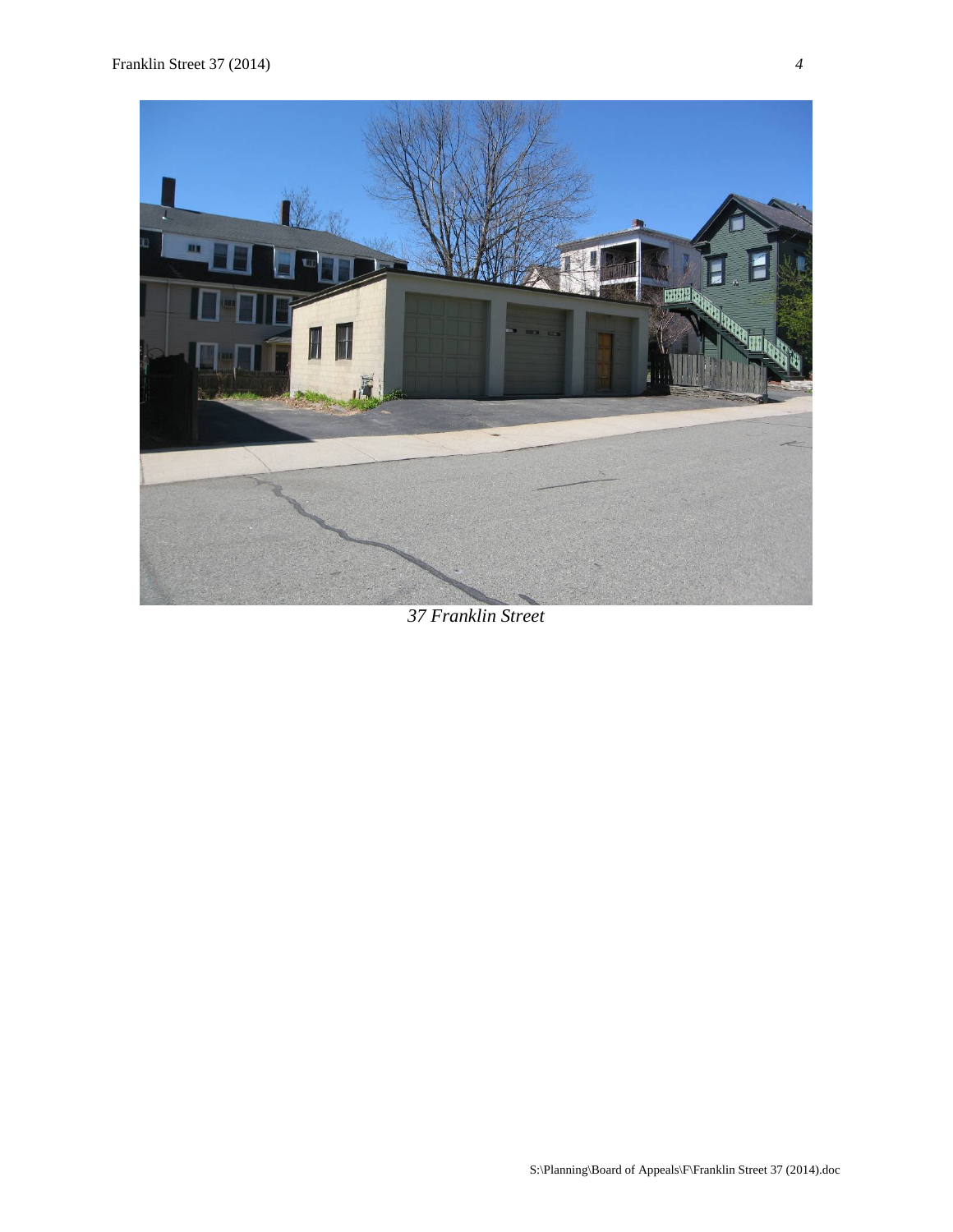*37 Franklin Street*